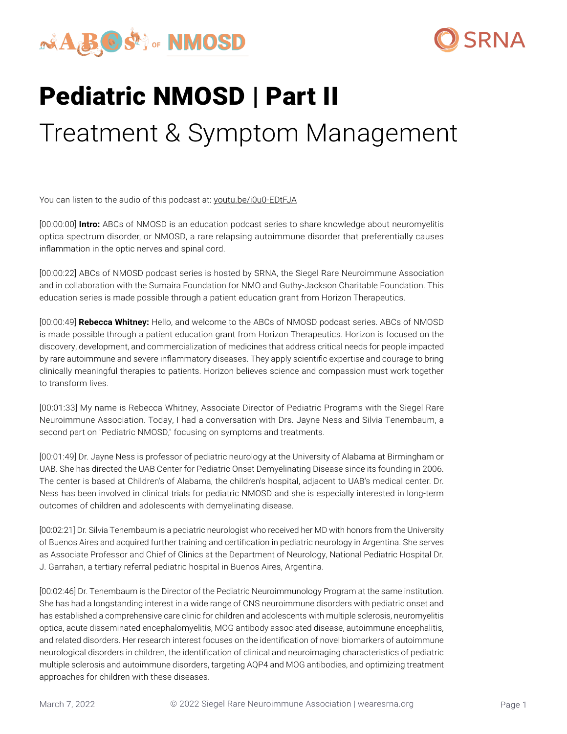# Pediatric NMOSD | Part II

## Treatment & Symptom Management

You can listen to the audio of this podcast at: youtu.be/i0u0-EDtFJA

[00:00:00] **Intro:** ABCs of NMOSD is an education podcast series to share knowledge about neuromyelitis optica spectrum disorder, or NMOSD, a rare relapsing autoimmune disorder that preferentially causes inflammation in the optic nerves and spinal cord.

[00:00:22] ABCs of NMOSD podcast series is hosted by SRNA, the Siegel Rare Neuroimmune Association and in collaboration with the Sumaira Foundation for NMO and Guthy-Jackson Charitable Foundation. This education series is made possible through a patient education grant from Horizon Therapeutics.

[00:00:49] **Rebecca Whitney:** Hello, and welcome to the ABCs of NMOSD podcast series. ABCs of NMOSD is made possible through a patient education grant from Horizon Therapeutics. Horizon is focused on the discovery, development, and commercialization of medicines that address critical needs for people impacted by rare autoimmune and severe inflammatory diseases. They apply scientific expertise and courage to bring clinically meaningful therapies to patients. Horizon believes science and compassion must work together to transform lives.

[00:01:33] My name is Rebecca Whitney, Associate Director of Pediatric Programs with the Siegel Rare Neuroimmune Association. Today, I had a conversation with Drs. Jayne Ness and Silvia Tenembaum, a second part on "Pediatric NMOSD," focusing on symptoms and treatments.

[00:01:49] Dr. Jayne Ness is professor of pediatric neurology at the University of Alabama at Birmingham or UAB. She has directed the UAB Center for Pediatric Onset Demyelinating Disease since its founding in 2006. The center is based at Children's of Alabama, the children's hospital, adjacent to UAB's medical center. Dr. Ness has been involved in clinical trials for pediatric NMOSD and she is especially interested in long-term outcomes of children and adolescents with demyelinating disease.

[00:02:21] Dr. Silvia Tenembaum is a pediatric neurologist who received her MD with honors from the University of Buenos Aires and acquired further training and certification in pediatric neurology in Argentina. She serves as Associate Professor and Chief of Clinics at the Department of Neurology, National Pediatric Hospital Dr. J. Garrahan, a tertiary referral pediatric hospital in Buenos Aires, Argentina.

[00:02:46] Dr. Tenembaum is the Director of the Pediatric Neuroimmunology Program at the same institution. She has had a longstanding interest in a wide range of CNS neuroimmune disorders with pediatric onset and has established a comprehensive care clinic for children and adolescents with multiple sclerosis, neuromyelitis optica, acute disseminated encephalomyelitis, MOG antibody associated disease, autoimmune encephalitis, and related disorders. Her research interest focuses on the identification of novel biomarkers of autoimmune neurological disorders in children, the identification of clinical and neuroimaging characteristics of pediatric multiple sclerosis and autoimmune disorders, targeting AQP4 and MOG antibodies, and optimizing treatment approaches for children with these diseases.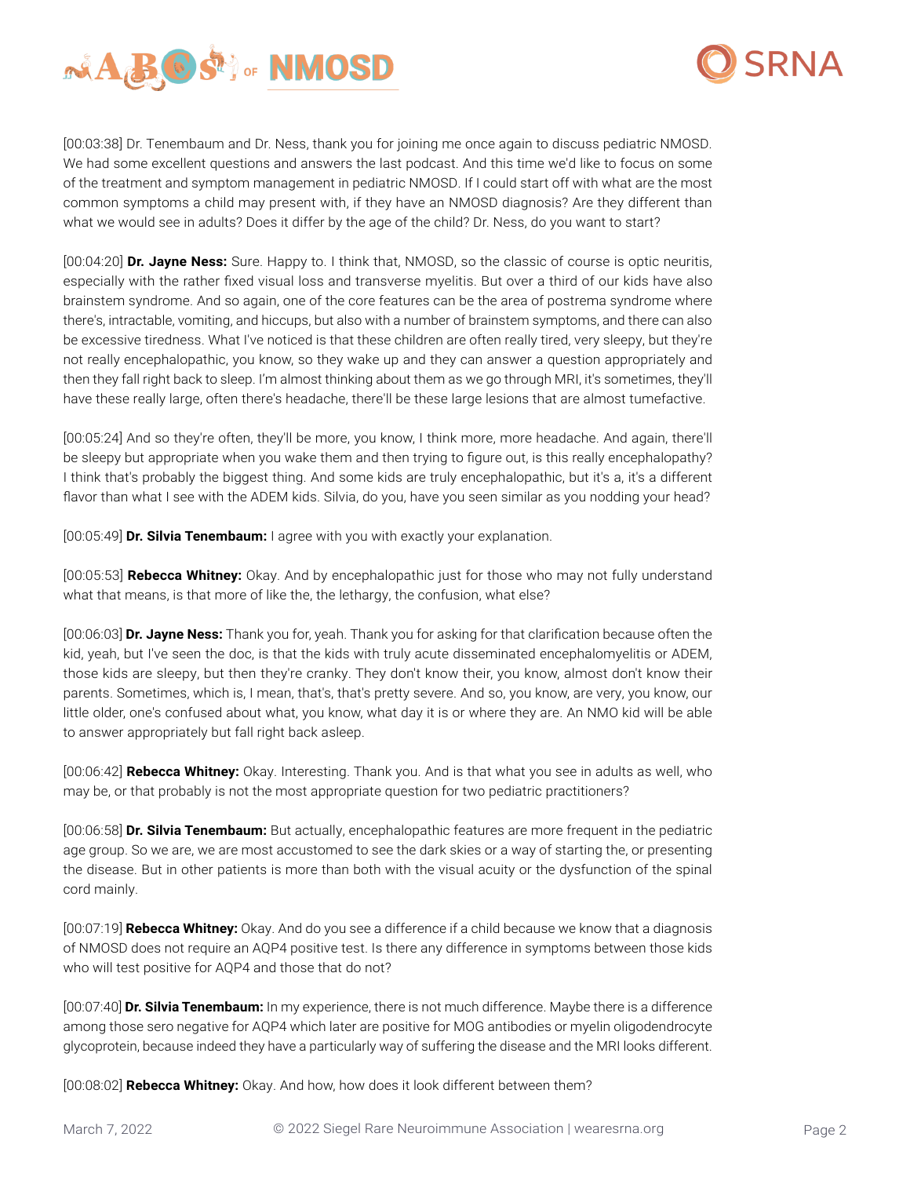[00:03:38] Dr. Tenembaum and Dr. Ness, thank you for joining me once again to discuss pediatric NMOSD. We had some excellent questions and answers the last podcast. And this time we'd like to focus on some of the treatment and symptom management in pediatric NMOSD. If I could start off with what are the most common symptoms a child may present with, if they have an NMOSD diagnosis? Are they different than what we would see in adults? Does it differ by the age of the child? Dr. Ness, do you want to start?

[00:04:20] **Dr. Jayne Ness:** Sure. Happy to. I think that, NMOSD, so the classic of course is optic neuritis, especially with the rather fixed visual loss and transverse myelitis. But over a third of our kids have also brainstem syndrome. And so again, one of the core features can be the area of postrema syndrome where there's, intractable, vomiting, and hiccups, but also with a number of brainstem symptoms, and there can also be excessive tiredness. What I've noticed is that these children are often really tired, very sleepy, but they're not really encephalopathic, you know, so they wake up and they can answer a question appropriately and then they fall right back to sleep. I'm almost thinking about them as we go through MRI, it's sometimes, they'll have these really large, often there's headache, there'll be these large lesions that are almost tumefactive.

[00:05:24] And so they're often, they'll be more, you know, I think more, more headache. And again, there'll be sleepy but appropriate when you wake them and then trying to figure out, is this really encephalopathy? I think that's probably the biggest thing. And some kids are truly encephalopathic, but it's a, it's a different flavor than what I see with the ADEM kids. Silvia, do you, have you seen similar as you nodding your head?

[00:05:49] **Dr. Silvia Tenembaum:** I agree with you with exactly your explanation.

[00:05:53] **Rebecca Whitney:** Okay. And by encephalopathic just for those who may not fully understand what that means, is that more of like the, the lethargy, the confusion, what else?

[00:06:03] **Dr. Jayne Ness:** Thank you for, yeah. Thank you for asking for that clarification because often the kid, yeah, but I've seen the doc, is that the kids with truly acute disseminated encephalomyelitis or ADEM, those kids are sleepy, but then they're cranky. They don't know their, you know, almost don't know their parents. Sometimes, which is, I mean, that's, that's pretty severe. And so, you know, are very, you know, our little older, one's confused about what, you know, what day it is or where they are. An NMO kid will be able to answer appropriately but fall right back asleep.

[00:06:42] **Rebecca Whitney:** Okay. Interesting. Thank you. And is that what you see in adults as well, who may be, or that probably is not the most appropriate question for two pediatric practitioners?

[00:06:58] **Dr. Silvia Tenembaum:** But actually, encephalopathic features are more frequent in the pediatric age group. So we are, we are most accustomed to see the dark skies or a way of starting the, or presenting the disease. But in other patients is more than both with the visual acuity or the dysfunction of the spinal cord mainly.

[00:07:19] **Rebecca Whitney:** Okay. And do you see a difference if a child because we know that a diagnosis of NMOSD does not require an AQP4 positive test. Is there any difference in symptoms between those kids who will test positive for AQP4 and those that do not?

[00:07:40] **Dr. Silvia Tenembaum:** In my experience, there is not much difference. Maybe there is a difference among those sero negative for AQP4 which later are positive for MOG antibodies or myelin oligodendrocyte glycoprotein, because indeed they have a particularly way of suffering the disease and the MRI looks different.

[00:08:02] **Rebecca Whitney:** Okay. And how, how does it look different between them?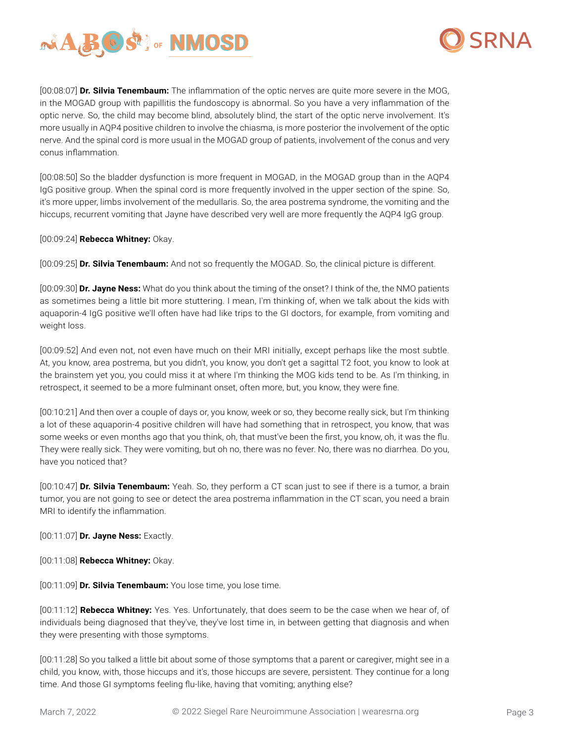[00:08:07] **Dr. Silvia Tenembaum:** The inflammation of the optic nerves are quite more severe in the MOG, in the MOGAD group with papillitis the fundoscopy is abnormal. So you have a very inflammation of the optic nerve. So, the child may become blind, absolutely blind, the start of the optic nerve involvement. It's more usually in AQP4 positive children to involve the chiasma, is more posterior the involvement of the optic nerve. And the spinal cord is more usual in the MOGAD group of patients, involvement of the conus and very conus inflammation.

[00:08:50] So the bladder dysfunction is more frequent in MOGAD, in the MOGAD group than in the AQP4 IgG positive group. When the spinal cord is more frequently involved in the upper section of the spine. So, it's more upper, limbs involvement of the medullaris. So, the area postrema syndrome, the vomiting and the hiccups, recurrent vomiting that Jayne have described very well are more frequently the AQP4 IgG group.

[00:09:24] **Rebecca Whitney:** Okay.

[00:09:25] **Dr. Silvia Tenembaum:** And not so frequently the MOGAD. So, the clinical picture is different.

[00:09:30] **Dr. Jayne Ness:** What do you think about the timing of the onset? I think of the, the NMO patients as sometimes being a little bit more stuttering. I mean, I'm thinking of, when we talk about the kids with aquaporin-4 IgG positive we'll often have had like trips to the GI doctors, for example, from vomiting and weight loss.

[00:09:52] And even not, not even have much on their MRI initially, except perhaps like the most subtle. At, you know, area postrema, but you didn't, you know, you don't get a sagittal T2 foot, you know to look at the brainstem yet you, you could miss it at where I'm thinking the MOG kids tend to be. As I'm thinking, in retrospect, it seemed to be a more fulminant onset, often more, but, you know, they were fine.

[00:10:21] And then over a couple of days or, you know, week or so, they become really sick, but I'm thinking a lot of these aquaporin-4 positive children will have had something that in retrospect, you know, that was some weeks or even months ago that you think, oh, that must've been the first, you know, oh, it was the flu. They were really sick. They were vomiting, but oh no, there was no fever. No, there was no diarrhea. Do you, have you noticed that?

[00:10:47] **Dr. Silvia Tenembaum:** Yeah. So, they perform a CT scan just to see if there is a tumor, a brain tumor, you are not going to see or detect the area postrema inflammation in the CT scan, you need a brain MRI to identify the inflammation.

[00:11:07] **Dr. Jayne Ness:** Exactly.

[00:11:08] **Rebecca Whitney:** Okay.

[00:11:09] **Dr. Silvia Tenembaum:** You lose time, you lose time.

[00:11:12] **Rebecca Whitney:** Yes. Yes. Unfortunately, that does seem to be the case when we hear of, of individuals being diagnosed that they've, they've lost time in, in between getting that diagnosis and when they were presenting with those symptoms.

[00:11:28] So you talked a little bit about some of those symptoms that a parent or caregiver, might see in a child, you know, with, those hiccups and it's, those hiccups are severe, persistent. They continue for a long time. And those GI symptoms feeling flu-like, having that vomiting; anything else?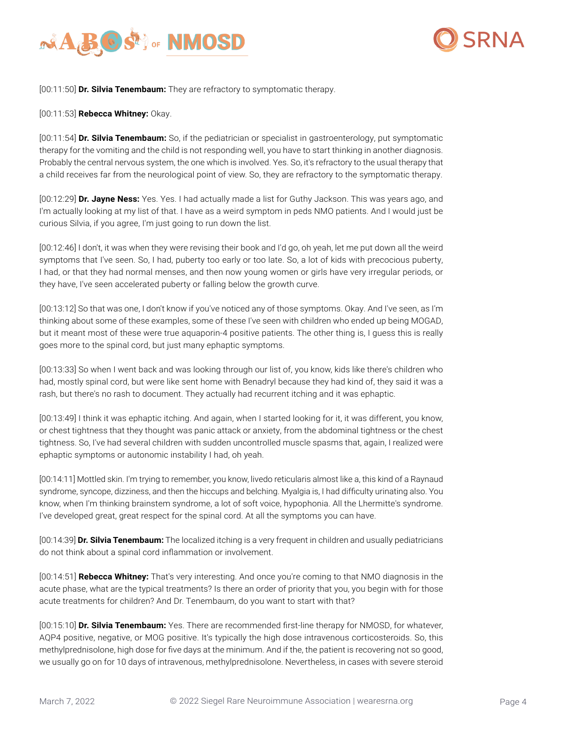[00:11:50] **Dr. Silvia Tenembaum:** They are refractory to symptomatic therapy.

[00:11:53] **Rebecca Whitney:** Okay.

[00:11:54] **Dr. Silvia Tenembaum:** So, if the pediatrician or specialist in gastroenterology, put symptomatic therapy for the vomiting and the child is not responding well, you have to start thinking in another diagnosis. Probably the central nervous system, the one which is involved. Yes. So, it's refractory to the usual therapy that a child receives far from the neurological point of view. So, they are refractory to the symptomatic therapy.

[00:12:29] **Dr. Jayne Ness:** Yes. Yes. I had actually made a list for Guthy Jackson. This was years ago, and I'm actually looking at my list of that. I have as a weird symptom in peds NMO patients. And I would just be curious Silvia, if you agree, I'm just going to run down the list.

[00:12:46] I don't, it was when they were revising their book and I'd go, oh yeah, let me put down all the weird symptoms that I've seen. So, I had, puberty too early or too late. So, a lot of kids with precocious puberty, I had, or that they had normal menses, and then now young women or girls have very irregular periods, or they have, I've seen accelerated puberty or falling below the growth curve.

[00:13:12] So that was one, I don't know if you've noticed any of those symptoms. Okay. And I've seen, as I'm thinking about some of these examples, some of these I've seen with children who ended up being MOGAD, but it meant most of these were true aquaporin-4 positive patients. The other thing is, I guess this is really goes more to the spinal cord, but just many ephaptic symptoms.

[00:13:33] So when I went back and was looking through our list of, you know, kids like there's children who had, mostly spinal cord, but were like sent home with Benadryl because they had kind of, they said it was a rash, but there's no rash to document. They actually had recurrent itching and it was ephaptic.

[00:13:49] I think it was ephaptic itching. And again, when I started looking for it, it was different, you know, or chest tightness that they thought was panic attack or anxiety, from the abdominal tightness or the chest tightness. So, I've had several children with sudden uncontrolled muscle spasms that, again, I realized were ephaptic symptoms or autonomic instability I had, oh yeah.

[00:14:11] Mottled skin. I'm trying to remember, you know, livedo reticularis almost like a, this kind of a Raynaud syndrome, syncope, dizziness, and then the hiccups and belching. Myalgia is, I had difficulty urinating also. You know, when I'm thinking brainstem syndrome, a lot of soft voice, hypophonia. All the Lhermitte's syndrome. I've developed great, great respect for the spinal cord. At all the symptoms you can have.

[00:14:39] **Dr. Silvia Tenembaum:** The localized itching is a very frequent in children and usually pediatricians do not think about a spinal cord inflammation or involvement.

[00:14:51] **Rebecca Whitney:** That's very interesting. And once you're coming to that NMO diagnosis in the acute phase, what are the typical treatments? Is there an order of priority that you, you begin with for those acute treatments for children? And Dr. Tenembaum, do you want to start with that?

[00:15:10] **Dr. Silvia Tenembaum:** Yes. There are recommended first-line therapy for NMOSD, for whatever, AQP4 positive, negative, or MOG positive. It's typically the high dose intravenous corticosteroids. So, this methylprednisolone, high dose for five days at the minimum. And if the, the patient is recovering not so good, we usually go on for 10 days of intravenous, methylprednisolone. Nevertheless, in cases with severe steroid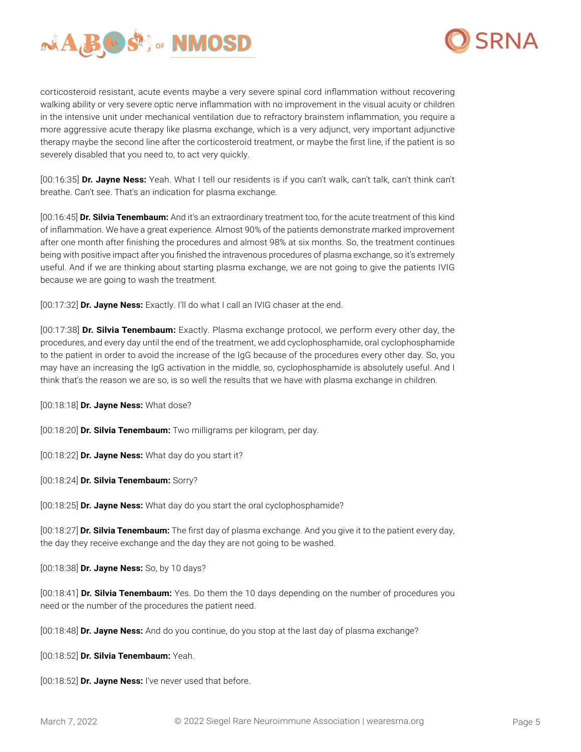corticosteroid resistant, acute events maybe a very severe spinal cord inflammation without recovering walking ability or very severe optic nerve inflammation with no improvement in the visual acuity or children in the intensive unit under mechanical ventilation due to refractory brainstem inflammation, you require a more aggressive acute therapy like plasma exchange, which is a very adjunct, very important adjunctive therapy maybe the second line after the corticosteroid treatment, or maybe the first line, if the patient is so severely disabled that you need to, to act very quickly.

[00:16:35] **Dr. Jayne Ness:** Yeah. What I tell our residents is if you can't walk, can't talk, can't think can't breathe. Can't see. That's an indication for plasma exchange.

[00:16:45] **Dr. Silvia Tenembaum:** And it's an extraordinary treatment too, for the acute treatment of this kind of inflammation. We have a great experience. Almost 90% of the patients demonstrate marked improvement after one month after finishing the procedures and almost 98% at six months. So, the treatment continues being with positive impact after you finished the intravenous procedures of plasma exchange, so it's extremely useful. And if we are thinking about starting plasma exchange, we are not going to give the patients IVIG because we are going to wash the treatment.

[00:17:32] **Dr. Jayne Ness:** Exactly. I'll do what I call an IVIG chaser at the end.

[00:17:38] **Dr. Silvia Tenembaum:** Exactly. Plasma exchange protocol, we perform every other day, the procedures, and every day until the end of the treatment, we add cyclophosphamide, oral cyclophosphamide to the patient in order to avoid the increase of the IgG because of the procedures every other day. So, you may have an increasing the IgG activation in the middle, so, cyclophosphamide is absolutely useful. And I think that's the reason we are so, is so well the results that we have with plasma exchange in children.

[00:18:18] **Dr. Jayne Ness:** What dose?

[00:18:20] **Dr. Silvia Tenembaum:** Two milligrams per kilogram, per day.

[00:18:22] **Dr. Jayne Ness:** What day do you start it?

[00:18:24] **Dr. Silvia Tenembaum:** Sorry?

[00:18:25] **Dr. Jayne Ness:** What day do you start the oral cyclophosphamide?

[00:18:27] **Dr. Silvia Tenembaum:** The first day of plasma exchange. And you give it to the patient every day, the day they receive exchange and the day they are not going to be washed.

[00:18:38] **Dr. Jayne Ness:** So, by 10 days?

[00:18:41] **Dr. Silvia Tenembaum:** Yes. Do them the 10 days depending on the number of procedures you need or the number of the procedures the patient need.

[00:18:48] **Dr. Jayne Ness:** And do you continue, do you stop at the last day of plasma exchange?

[00:18:52] **Dr. Silvia Tenembaum:** Yeah.

[00:18:52] **Dr. Jayne Ness:** I've never used that before.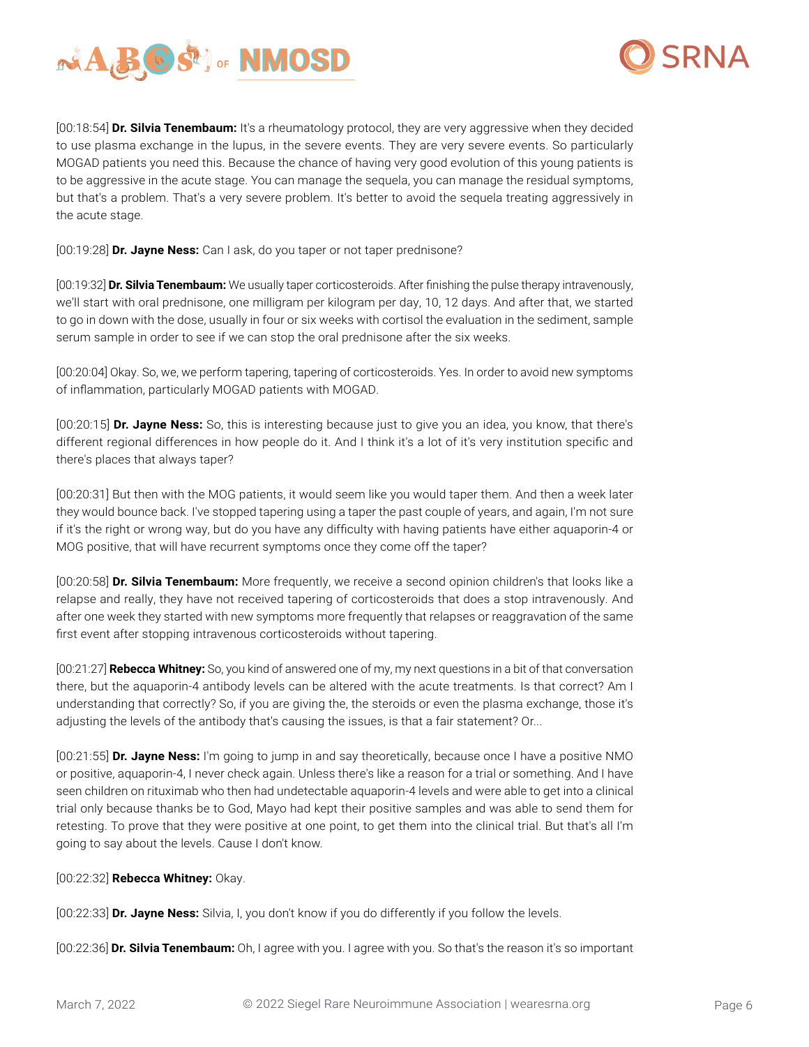[00:18:54] **Dr. Silvia Tenembaum:** It's a rheumatology protocol, they are very aggressive when they decided to use plasma exchange in the lupus, in the severe events. They are very severe events. So particularly MOGAD patients you need this. Because the chance of having very good evolution of this young patients is to be aggressive in the acute stage. You can manage the sequela, you can manage the residual symptoms, but that's a problem. That's a very severe problem. It's better to avoid the sequela treating aggressively in the acute stage.

[00:19:28] **Dr. Jayne Ness:** Can I ask, do you taper or not taper prednisone?

[00:19:32] **Dr. Silvia Tenembaum:** We usually taper corticosteroids. After finishing the pulse therapy intravenously, we'll start with oral prednisone, one milligram per kilogram per day, 10, 12 days. And after that, we started to go in down with the dose, usually in four or six weeks with cortisol the evaluation in the sediment, sample serum sample in order to see if we can stop the oral prednisone after the six weeks.

[00:20:04] Okay. So, we, we perform tapering, tapering of corticosteroids. Yes. In order to avoid new symptoms of inflammation, particularly MOGAD patients with MOGAD.

[00:20:15] **Dr. Jayne Ness:** So, this is interesting because just to give you an idea, you know, that there's different regional differences in how people do it. And I think it's a lot of it's very institution specific and there's places that always taper?

[00:20:31] But then with the MOG patients, it would seem like you would taper them. And then a week later they would bounce back. I've stopped tapering using a taper the past couple of years, and again, I'm not sure if it's the right or wrong way, but do you have any difficulty with having patients have either aquaporin-4 or MOG positive, that will have recurrent symptoms once they come off the taper?

[00:20:58] **Dr. Silvia Tenembaum:** More frequently, we receive a second opinion children's that looks like a relapse and really, they have not received tapering of corticosteroids that does a stop intravenously. And after one week they started with new symptoms more frequently that relapses or reaggravation of the same first event after stopping intravenous corticosteroids without tapering.

[00:21:27] **Rebecca Whitney:** So, you kind of answered one of my, my next questions in a bit of that conversation there, but the aquaporin-4 antibody levels can be altered with the acute treatments. Is that correct? Am I understanding that correctly? So, if you are giving the, the steroids or even the plasma exchange, those it's adjusting the levels of the antibody that's causing the issues, is that a fair statement? Or...

[00:21:55] **Dr. Jayne Ness:** I'm going to jump in and say theoretically, because once I have a positive NMO or positive, aquaporin-4, I never check again. Unless there's like a reason for a trial or something. And I have seen children on rituximab who then had undetectable aquaporin-4 levels and were able to get into a clinical trial only because thanks be to God, Mayo had kept their positive samples and was able to send them for retesting. To prove that they were positive at one point, to get them into the clinical trial. But that's all I'm going to say about the levels. Cause I don't know.

[00:22:32] **Rebecca Whitney:** Okay.

[00:22:33] **Dr. Jayne Ness:** Silvia, I, you don't know if you do differently if you follow the levels.

[00:22:36] **Dr. Silvia Tenembaum:** Oh, I agree with you. I agree with you. So that's the reason it's so important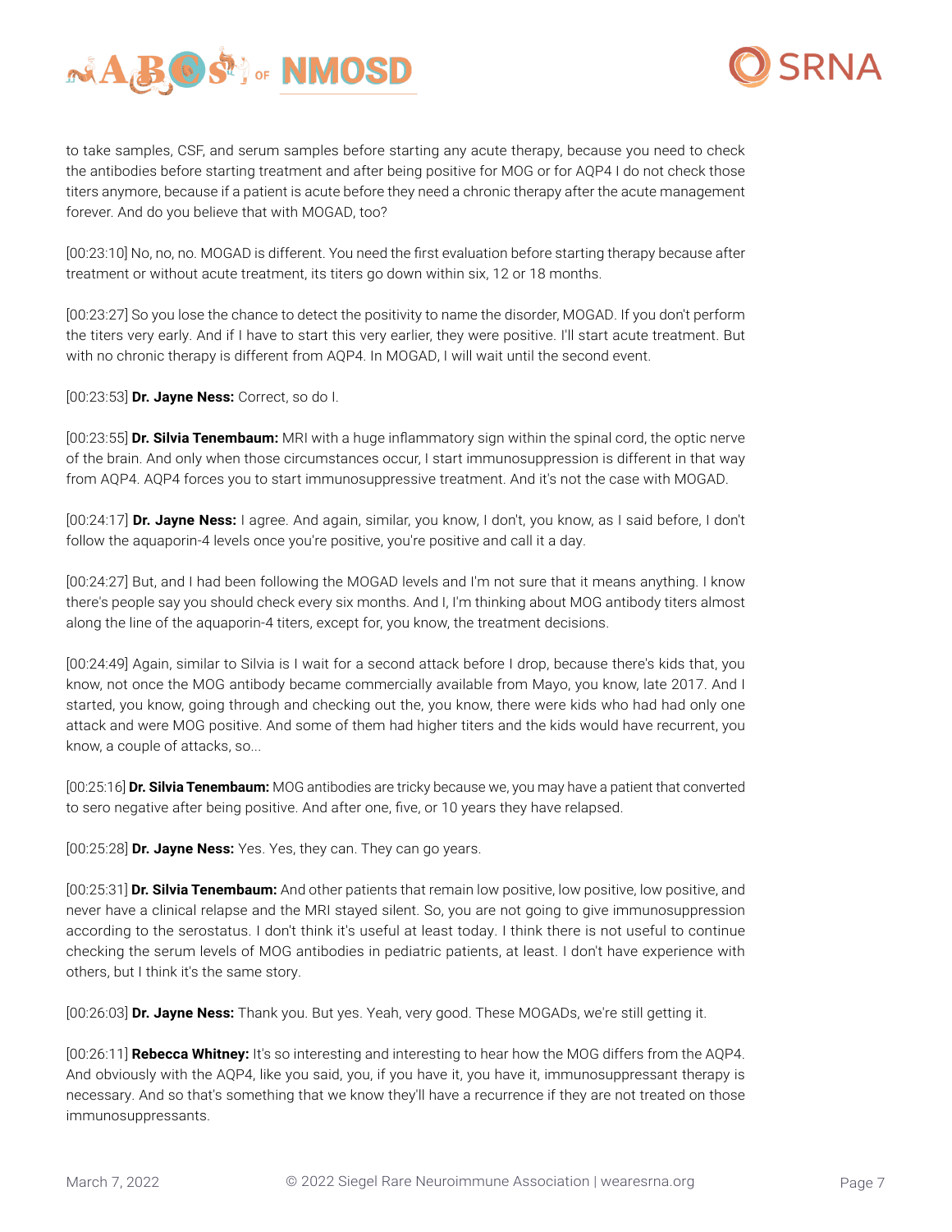to take samples, CSF, and serum samples before starting any acute therapy, because you need to check the antibodies before starting treatment and after being positive for MOG or for AQP4 I do not check those titers anymore, because if a patient is acute before they need a chronic therapy after the acute management forever. And do you believe that with MOGAD, too?

[00:23:10] No, no, no. MOGAD is different. You need the first evaluation before starting therapy because after treatment or without acute treatment, its titers go down within six, 12 or 18 months.

[00:23:27] So you lose the chance to detect the positivity to name the disorder, MOGAD. If you don't perform the titers very early. And if I have to start this very earlier, they were positive. I'll start acute treatment. But with no chronic therapy is different from AQP4. In MOGAD, I will wait until the second event.

[00:23:53] **Dr. Jayne Ness:** Correct, so do I.

[00:23:55] **Dr. Silvia Tenembaum:** MRI with a huge inflammatory sign within the spinal cord, the optic nerve of the brain. And only when those circumstances occur, I start immunosuppression is different in that way from AQP4. AQP4 forces you to start immunosuppressive treatment. And it's not the case with MOGAD.

[00:24:17] **Dr. Jayne Ness:** I agree. And again, similar, you know, I don't, you know, as I said before, I don't follow the aquaporin-4 levels once you're positive, you're positive and call it a day.

[00:24:27] But, and I had been following the MOGAD levels and I'm not sure that it means anything. I know there's people say you should check every six months. And I, I'm thinking about MOG antibody titers almost along the line of the aquaporin-4 titers, except for, you know, the treatment decisions.

[00:24:49] Again, similar to Silvia is I wait for a second attack before I drop, because there's kids that, you know, not once the MOG antibody became commercially available from Mayo, you know, late 2017. And I started, you know, going through and checking out the, you know, there were kids who had had only one attack and were MOG positive. And some of them had higher titers and the kids would have recurrent, you know, a couple of attacks, so...

[00:25:16] **Dr. Silvia Tenembaum:** MOG antibodies are tricky because we, you may have a patient that converted to sero negative after being positive. And after one, five, or 10 years they have relapsed.

[00:25:28] **Dr. Jayne Ness:** Yes. Yes, they can. They can go years.

[00:25:31] **Dr. Silvia Tenembaum:** And other patients that remain low positive, low positive, low positive, and never have a clinical relapse and the MRI stayed silent. So, you are not going to give immunosuppression according to the serostatus. I don't think it's useful at least today. I think there is not useful to continue checking the serum levels of MOG antibodies in pediatric patients, at least. I don't have experience with others, but I think it's the same story.

[00:26:03] **Dr. Jayne Ness:** Thank you. But yes. Yeah, very good. These MOGADs, we're still getting it.

[00:26:11] **Rebecca Whitney:** It's so interesting and interesting to hear how the MOG differs from the AQP4. And obviously with the AQP4, like you said, you, if you have it, you have it, immunosuppressant therapy is necessary. And so that's something that we know they'll have a recurrence if they are not treated on those immunosuppressants.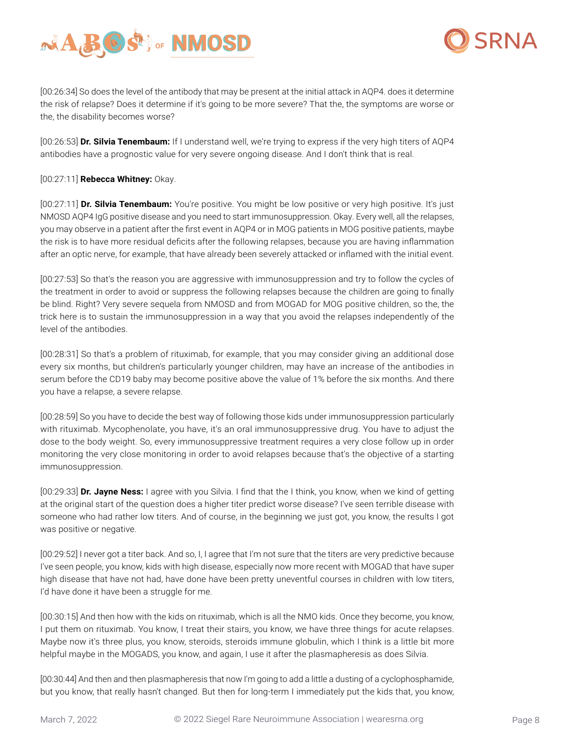[00:26:34] So does the level of the antibody that may be present at the initial attack in AQP4. does it determine the risk of relapse? Does it determine if it's going to be more severe? That the, the symptoms are worse or the, the disability becomes worse?

[00:26:53] **Dr. Silvia Tenembaum:** If I understand well, we're trying to express if the very high titers of AQP4 antibodies have a prognostic value for very severe ongoing disease. And I don't think that is real.

[00:27:11] **Rebecca Whitney:** Okay.

[00:27:11] **Dr. Silvia Tenembaum:** You're positive. You might be low positive or very high positive. It's just NMOSD AQP4 IgG positive disease and you need to start immunosuppression. Okay. Every well, all the relapses, you may observe in a patient after the first event in AQP4 or in MOG patients in MOG positive patients, maybe the risk is to have more residual deficits after the following relapses, because you are having inflammation after an optic nerve, for example, that have already been severely attacked or inflamed with the initial event.

[00:27:53] So that's the reason you are aggressive with immunosuppression and try to follow the cycles of the treatment in order to avoid or suppress the following relapses because the children are going to finally be blind. Right? Very severe sequela from NMOSD and from MOGAD for MOG positive children, so the, the trick here is to sustain the immunosuppression in a way that you avoid the relapses independently of the level of the antibodies.

[00:28:31] So that's a problem of rituximab, for example, that you may consider giving an additional dose every six months, but children's particularly younger children, may have an increase of the antibodies in serum before the CD19 baby may become positive above the value of 1% before the six months. And there you have a relapse, a severe relapse.

[00:28:59] So you have to decide the best way of following those kids under immunosuppression particularly with rituximab. Mycophenolate, you have, it's an oral immunosuppressive drug. You have to adjust the dose to the body weight. So, every immunosuppressive treatment requires a very close follow up in order monitoring the very close monitoring in order to avoid relapses because that's the objective of a starting immunosuppression.

[00:29:33] **Dr. Jayne Ness:** I agree with you Silvia. I find that the I think, you know, when we kind of getting at the original start of the question does a higher titer predict worse disease? I've seen terrible disease with someone who had rather low titers. And of course, in the beginning we just got, you know, the results I got was positive or negative.

[00:29:52] I never got a titer back. And so, I, I agree that I'm not sure that the titers are very predictive because I've seen people, you know, kids with high disease, especially now more recent with MOGAD that have super high disease that have not had, have done have been pretty uneventful courses in children with low titers, I'd have done it have been a struggle for me.

[00:30:15] And then how with the kids on rituximab, which is all the NMO kids. Once they become, you know, I put them on rituximab. You know, I treat their stairs, you know, we have three things for acute relapses. Maybe now it's three plus, you know, steroids, steroids immune globulin, which I think is a little bit more helpful maybe in the MOGADS, you know, and again, I use it after the plasmapheresis as does Silvia.

[00:30:44] And then and then plasmapheresis that now I'm going to add a little a dusting of a cyclophosphamide, but you know, that really hasn't changed. But then for long-term I immediately put the kids that, you know,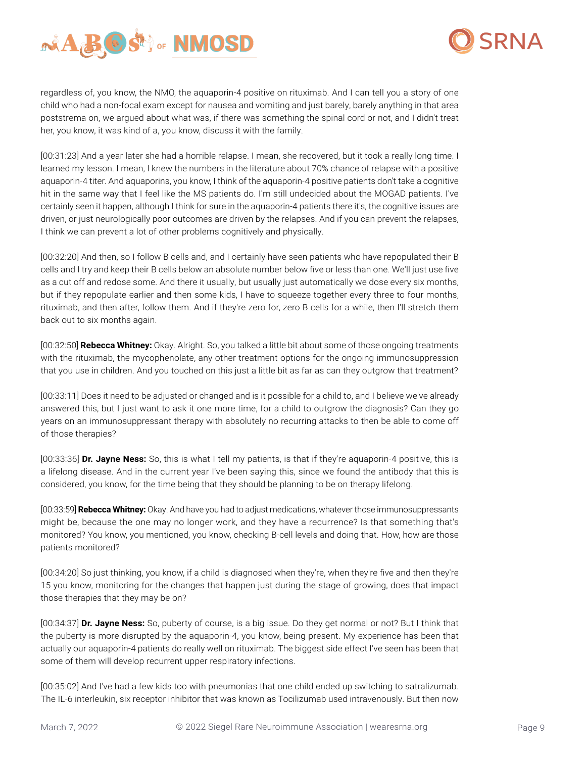regardless of, you know, the NMO, the aquaporin-4 positive on rituximab. And I can tell you a story of one child who had a non-focal exam except for nausea and vomiting and just barely, barely anything in that area poststrema on, we argued about what was, if there was something the spinal cord or not, and I didn't treat her, you know, it was kind of a, you know, discuss it with the family.

[00:31:23] And a year later she had a horrible relapse. I mean, she recovered, but it took a really long time. I learned my lesson. I mean, I knew the numbers in the literature about 70% chance of relapse with a positive aquaporin-4 titer. And aquaporins, you know, I think of the aquaporin-4 positive patients don't take a cognitive hit in the same way that I feel like the MS patients do. I'm still undecided about the MOGAD patients. I've certainly seen it happen, although I think for sure in the aquaporin-4 patients there it's, the cognitive issues are driven, or just neurologically poor outcomes are driven by the relapses. And if you can prevent the relapses, I think we can prevent a lot of other problems cognitively and physically.

[00:32:20] And then, so I follow B cells and, and I certainly have seen patients who have repopulated their B cells and I try and keep their B cells below an absolute number below five or less than one. We'll just use five as a cut off and redose some. And there it usually, but usually just automatically we dose every six months, but if they repopulate earlier and then some kids, I have to squeeze together every three to four months, rituximab, and then after, follow them. And if they're zero for, zero B cells for a while, then I'll stretch them back out to six months again.

[00:32:50] **Rebecca Whitney:** Okay. Alright. So, you talked a little bit about some of those ongoing treatments with the rituximab, the mycophenolate, any other treatment options for the ongoing immunosuppression that you use in children. And you touched on this just a little bit as far as can they outgrow that treatment?

[00:33:11] Does it need to be adjusted or changed and is it possible for a child to, and I believe we've already answered this, but I just want to ask it one more time, for a child to outgrow the diagnosis? Can they go years on an immunosuppressant therapy with absolutely no recurring attacks to then be able to come off of those therapies?

[00:33:36] **Dr. Jayne Ness:** So, this is what I tell my patients, is that if they're aquaporin-4 positive, this is a lifelong disease. And in the current year I've been saying this, since we found the antibody that this is considered, you know, for the time being that they should be planning to be on therapy lifelong.

[00:33:59] **Rebecca Whitney:** Okay. And have you had to adjust medications, whatever those immunosuppressants might be, because the one may no longer work, and they have a recurrence? Is that something that's monitored? You know, you mentioned, you know, checking B-cell levels and doing that. How, how are those patients monitored?

[00:34:20] So just thinking, you know, if a child is diagnosed when they're, when they're five and then they're 15 you know, monitoring for the changes that happen just during the stage of growing, does that impact those therapies that they may be on?

[00:34:37] **Dr. Jayne Ness:** So, puberty of course, is a big issue. Do they get normal or not? But I think that the puberty is more disrupted by the aquaporin-4, you know, being present. My experience has been that actually our aquaporin-4 patients do really well on rituximab. The biggest side effect I've seen has been that some of them will develop recurrent upper respiratory infections.

[00:35:02] And I've had a few kids too with pneumonias that one child ended up switching to satralizumab. The IL-6 interleukin, six receptor inhibitor that was known as Tocilizumab used intravenously. But then now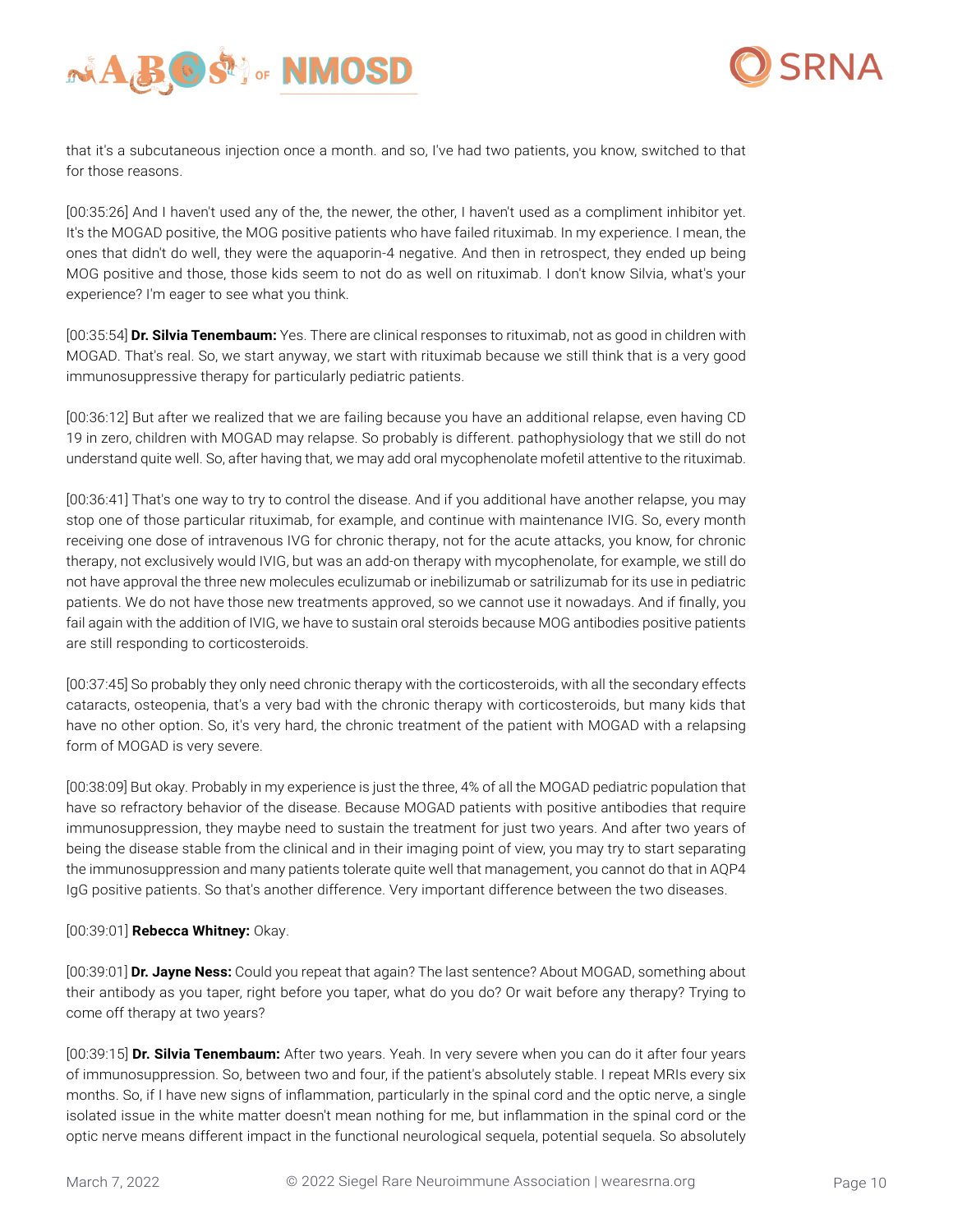that it's a subcutaneous injection once a month. and so, I've had two patients, you know, switched to that for those reasons.

[00:35:26] And I haven't used any of the, the newer, the other, I haven't used as a compliment inhibitor yet. It's the MOGAD positive, the MOG positive patients who have failed rituximab. In my experience. I mean, the ones that didn't do well, they were the aquaporin-4 negative. And then in retrospect, they ended up being MOG positive and those, those kids seem to not do as well on rituximab. I don't know Silvia, what's your experience? I'm eager to see what you think.

[00:35:54] **Dr. Silvia Tenembaum:** Yes. There are clinical responses to rituximab, not as good in children with MOGAD. That's real. So, we start anyway, we start with rituximab because we still think that is a very good immunosuppressive therapy for particularly pediatric patients.

[00:36:12] But after we realized that we are failing because you have an additional relapse, even having CD 19 in zero, children with MOGAD may relapse. So probably is different. pathophysiology that we still do not understand quite well. So, after having that, we may add oral mycophenolate mofetil attentive to the rituximab.

[00:36:41] That's one way to try to control the disease. And if you additional have another relapse, you may stop one of those particular rituximab, for example, and continue with maintenance IVIG. So, every month receiving one dose of intravenous IVG for chronic therapy, not for the acute attacks, you know, for chronic therapy, not exclusively would IVIG, but was an add-on therapy with mycophenolate, for example, we still do not have approval the three new molecules eculizumab or inebilizumab or satrilizumab for its use in pediatric patients. We do not have those new treatments approved, so we cannot use it nowadays. And if finally, you fail again with the addition of IVIG, we have to sustain oral steroids because MOG antibodies positive patients are still responding to corticosteroids.

[00:37:45] So probably they only need chronic therapy with the corticosteroids, with all the secondary effects cataracts, osteopenia, that's a very bad with the chronic therapy with corticosteroids, but many kids that have no other option. So, it's very hard, the chronic treatment of the patient with MOGAD with a relapsing form of MOGAD is very severe.

[00:38:09] But okay. Probably in my experience is just the three, 4% of all the MOGAD pediatric population that have so refractory behavior of the disease. Because MOGAD patients with positive antibodies that require immunosuppression, they maybe need to sustain the treatment for just two years. And after two years of being the disease stable from the clinical and in their imaging point of view, you may try to start separating the immunosuppression and many patients tolerate quite well that management, you cannot do that in AQP4 IgG positive patients. So that's another difference. Very important difference between the two diseases.

[00:39:01] **Rebecca Whitney:** Okay.

[00:39:01] **Dr. Jayne Ness:** Could you repeat that again? The last sentence? About MOGAD, something about their antibody as you taper, right before you taper, what do you do? Or wait before any therapy? Trying to come off therapy at two years?

[00:39:15] **Dr. Silvia Tenembaum:** After two years. Yeah. In very severe when you can do it after four years of immunosuppression. So, between two and four, if the patient's absolutely stable. I repeat MRIs every six months. So, if I have new signs of inflammation, particularly in the spinal cord and the optic nerve, a single isolated issue in the white matter doesn't mean nothing for me, but inflammation in the spinal cord or the optic nerve means different impact in the functional neurological sequela, potential sequela. So absolutely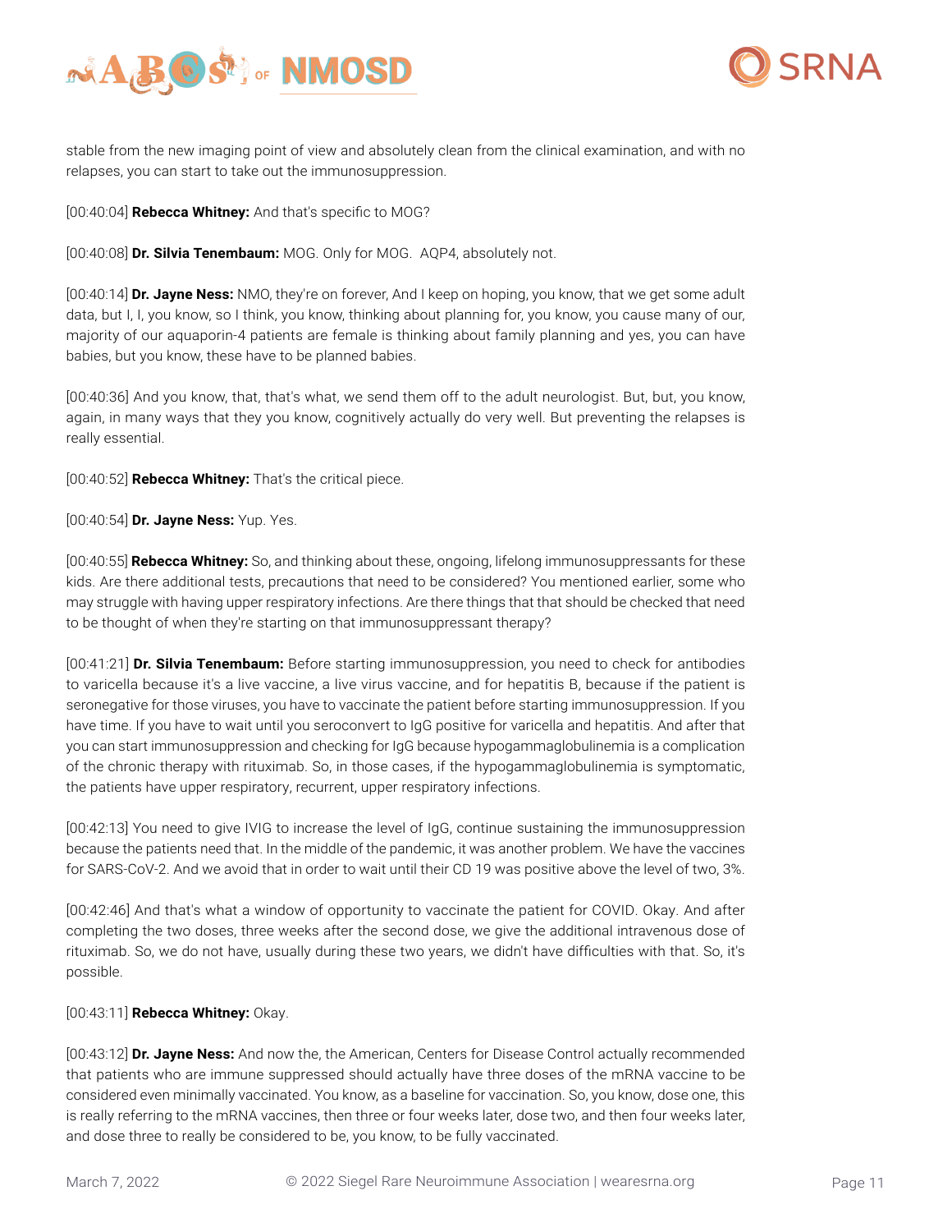stable from the new imaging point of view and absolutely clean from the clinical examination, and with no relapses, you can start to take out the immunosuppression.

[00:40:04] **Rebecca Whitney:** And that's specific to MOG?

[00:40:08] **Dr. Silvia Tenembaum:** MOG. Only for MOG. AQP4, absolutely not.

[00:40:14] **Dr. Jayne Ness:** NMO, they're on forever, And I keep on hoping, you know, that we get some adult data, but I, I, you know, so I think, you know, thinking about planning for, you know, you cause many of our, majority of our aquaporin-4 patients are female is thinking about family planning and yes, you can have babies, but you know, these have to be planned babies.

[00:40:36] And you know, that, that's what, we send them off to the adult neurologist. But, but, you know, again, in many ways that they you know, cognitively actually do very well. But preventing the relapses is really essential.

[00:40:52] **Rebecca Whitney:** That's the critical piece.

[00:40:54] **Dr. Jayne Ness:** Yup. Yes.

[00:40:55] **Rebecca Whitney:** So, and thinking about these, ongoing, lifelong immunosuppressants for these kids. Are there additional tests, precautions that need to be considered? You mentioned earlier, some who may struggle with having upper respiratory infections. Are there things that that should be checked that need to be thought of when they're starting on that immunosuppressant therapy?

[00:41:21] **Dr. Silvia Tenembaum:** Before starting immunosuppression, you need to check for antibodies to varicella because it's a live vaccine, a live virus vaccine, and for hepatitis B, because if the patient is seronegative for those viruses, you have to vaccinate the patient before starting immunosuppression. If you have time. If you have to wait until you seroconvert to IgG positive for varicella and hepatitis. And after that you can start immunosuppression and checking for IgG because hypogammaglobulinemia is a complication of the chronic therapy with rituximab. So, in those cases, if the hypogammaglobulinemia is symptomatic, the patients have upper respiratory, recurrent, upper respiratory infections.

[00:42:13] You need to give IVIG to increase the level of IgG, continue sustaining the immunosuppression because the patients need that. In the middle of the pandemic, it was another problem. We have the vaccines for SARS-CoV-2. And we avoid that in order to wait until their CD 19 was positive above the level of two, 3%.

[00:42:46] And that's what a window of opportunity to vaccinate the patient for COVID. Okay. And after completing the two doses, three weeks after the second dose, we give the additional intravenous dose of rituximab. So, we do not have, usually during these two years, we didn't have difficulties with that. So, it's possible.

[00:43:11] **Rebecca Whitney:** Okay.

[00:43:12] **Dr. Jayne Ness:** And now the, the American, Centers for Disease Control actually recommended that patients who are immune suppressed should actually have three doses of the mRNA vaccine to be considered even minimally vaccinated. You know, as a baseline for vaccination. So, you know, dose one, this is really referring to the mRNA vaccines, then three or four weeks later, dose two, and then four weeks later, and dose three to really be considered to be, you know, to be fully vaccinated.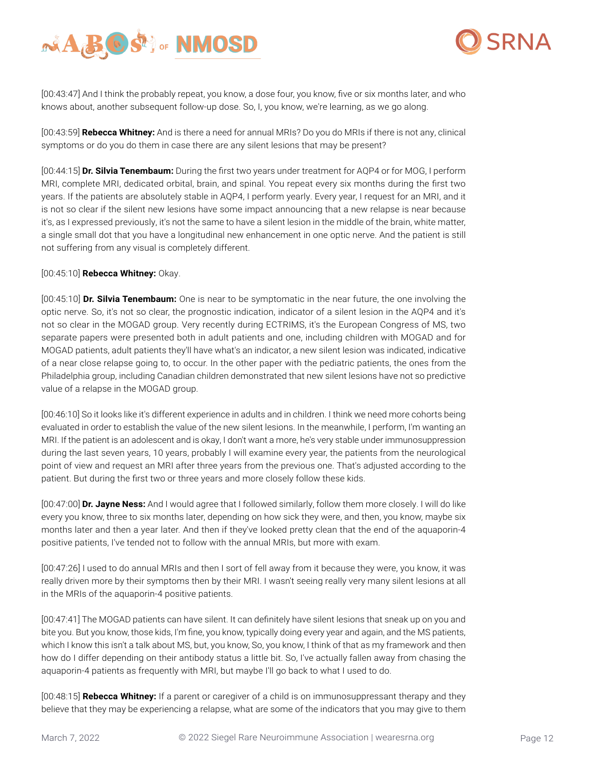[00:43:47] And I think the probably repeat, you know, a dose four, you know, five or six months later, and who knows about, another subsequent follow-up dose. So, I, you know, we're learning, as we go along.

[00:43:59] **Rebecca Whitney:** And is there a need for annual MRIs? Do you do MRIs if there is not any, clinical symptoms or do you do them in case there are any silent lesions that may be present?

[00:44:15] **Dr. Silvia Tenembaum:** During the first two years under treatment for AQP4 or for MOG, I perform MRI, complete MRI, dedicated orbital, brain, and spinal. You repeat every six months during the first two years. If the patients are absolutely stable in AQP4, I perform yearly. Every year, I request for an MRI, and it is not so clear if the silent new lesions have some impact announcing that a new relapse is near because it's, as I expressed previously, it's not the same to have a silent lesion in the middle of the brain, white matter, a single small dot that you have a longitudinal new enhancement in one optic nerve. And the patient is still not suffering from any visual is completely different.

[00:45:10] **Rebecca Whitney:** Okay.

[00:45:10] **Dr. Silvia Tenembaum:** One is near to be symptomatic in the near future, the one involving the optic nerve. So, it's not so clear, the prognostic indication, indicator of a silent lesion in the AQP4 and it's not so clear in the MOGAD group. Very recently during ECTRIMS, it's the European Congress of MS, two separate papers were presented both in adult patients and one, including children with MOGAD and for MOGAD patients, adult patients they'll have what's an indicator, a new silent lesion was indicated, indicative of a near close relapse going to, to occur. In the other paper with the pediatric patients, the ones from the Philadelphia group, including Canadian children demonstrated that new silent lesions have not so predictive value of a relapse in the MOGAD group.

[00:46:10] So it looks like it's different experience in adults and in children. I think we need more cohorts being evaluated in order to establish the value of the new silent lesions. In the meanwhile, I perform, I'm wanting an MRI. If the patient is an adolescent and is okay, I don't want a more, he's very stable under immunosuppression during the last seven years, 10 years, probably I will examine every year, the patients from the neurological point of view and request an MRI after three years from the previous one. That's adjusted according to the patient. But during the first two or three years and more closely follow these kids.

[00:47:00] **Dr. Jayne Ness:** And I would agree that I followed similarly, follow them more closely. I will do like every you know, three to six months later, depending on how sick they were, and then, you know, maybe six months later and then a year later. And then if they've looked pretty clean that the end of the aquaporin-4 positive patients, I've tended not to follow with the annual MRIs, but more with exam.

[00:47:26] I used to do annual MRIs and then I sort of fell away from it because they were, you know, it was really driven more by their symptoms then by their MRI. I wasn't seeing really very many silent lesions at all in the MRIs of the aquaporin-4 positive patients.

[00:47:41] The MOGAD patients can have silent. It can definitely have silent lesions that sneak up on you and bite you. But you know, those kids, I'm fine, you know, typically doing every year and again, and the MS patients, which I know this isn't a talk about MS, but, you know, So, you know, I think of that as my framework and then how do I differ depending on their antibody status a little bit. So, I've actually fallen away from chasing the aquaporin-4 patients as frequently with MRI, but maybe I'll go back to what I used to do.

[00:48:15] **Rebecca Whitney:** If a parent or caregiver of a child is on immunosuppressant therapy and they believe that they may be experiencing a relapse, what are some of the indicators that you may give to them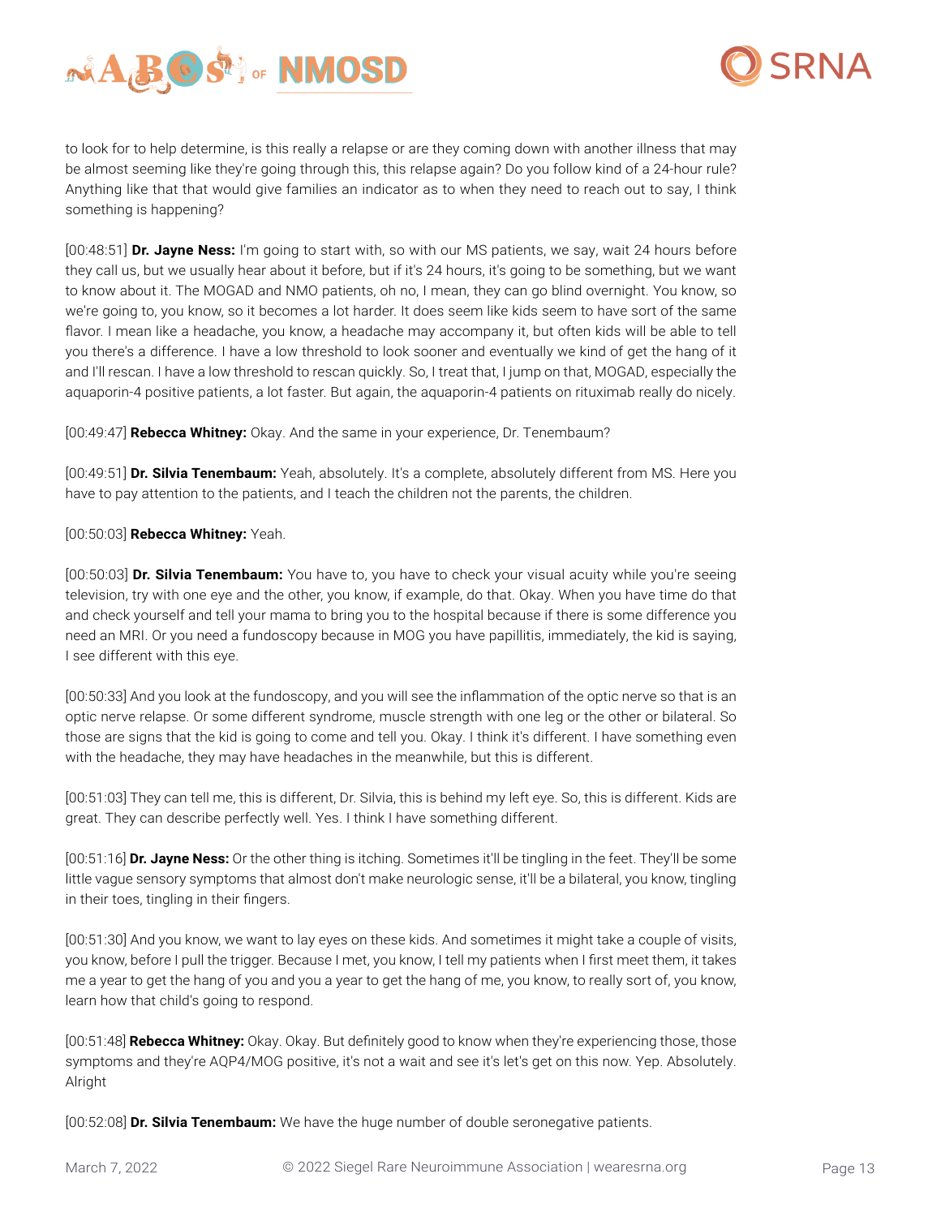to look for to help determine, is this really a relapse or are they coming down with another illness that may be almost seeming like they're going through this, this relapse again? Do you follow kind of a 24-hour rule? Anything like that that would give families an indicator as to when they need to reach out to say, I think something is happening?

[00:48:51] **Dr. Jayne Ness:** I'm going to start with, so with our MS patients, we say, wait 24 hours before they call us, but we usually hear about it before, but if it's 24 hours, it's going to be something, but we want to know about it. The MOGAD and NMO patients, oh no, I mean, they can go blind overnight. You know, so we're going to, you know, so it becomes a lot harder. It does seem like kids seem to have sort of the same flavor. I mean like a headache, you know, a headache may accompany it, but often kids will be able to tell you there's a difference. I have a low threshold to look sooner and eventually we kind of get the hang of it and I'll rescan. I have a low threshold to rescan quickly. So, I treat that, I jump on that, MOGAD, especially the aquaporin-4 positive patients, a lot faster. But again, the aquaporin-4 patients on rituximab really do nicely.

[00:49:47] **Rebecca Whitney:** Okay. And the same in your experience, Dr. Tenembaum?

[00:49:51] **Dr. Silvia Tenembaum:** Yeah, absolutely. It's a complete, absolutely different from MS. Here you have to pay attention to the patients, and I teach the children not the parents, the children.

[00:50:03] **Rebecca Whitney:** Yeah.

[00:50:03] **Dr. Silvia Tenembaum:** You have to, you have to check your visual acuity while you're seeing television, try with one eye and the other, you know, if example, do that. Okay. When you have time do that and check yourself and tell your mama to bring you to the hospital because if there is some difference you need an MRI. Or you need a fundoscopy because in MOG you have papillitis, immediately, the kid is saying, I see different with this eye.

[00:50:33] And you look at the fundoscopy, and you will see the inflammation of the optic nerve so that is an optic nerve relapse. Or some different syndrome, muscle strength with one leg or the other or bilateral. So those are signs that the kid is going to come and tell you. Okay. I think it's different. I have something even with the headache, they may have headaches in the meanwhile, but this is different.

[00:51:03] They can tell me, this is different, Dr. Silvia, this is behind my left eye. So, this is different. Kids are great. They can describe perfectly well. Yes. I think I have something different.

[00:51:16] **Dr. Jayne Ness:** Or the other thing is itching. Sometimes it'll be tingling in the feet. They'll be some little vague sensory symptoms that almost don't make neurologic sense, it'll be a bilateral, you know, tingling in their toes, tingling in their fingers.

[00:51:30] And you know, we want to lay eyes on these kids. And sometimes it might take a couple of visits, you know, before I pull the trigger. Because I met, you know, I tell my patients when I first meet them, it takes me a year to get the hang of you and you a year to get the hang of me, you know, to really sort of, you know, learn how that child's going to respond.

[00:51:48] **Rebecca Whitney:** Okay. Okay. But definitely good to know when they're experiencing those, those symptoms and they're AQP4/MOG positive, it's not a wait and see it's let's get on this now. Yep. Absolutely. Alright

[00:52:08] **Dr. Silvia Tenembaum:** We have the huge number of double seronegative patients.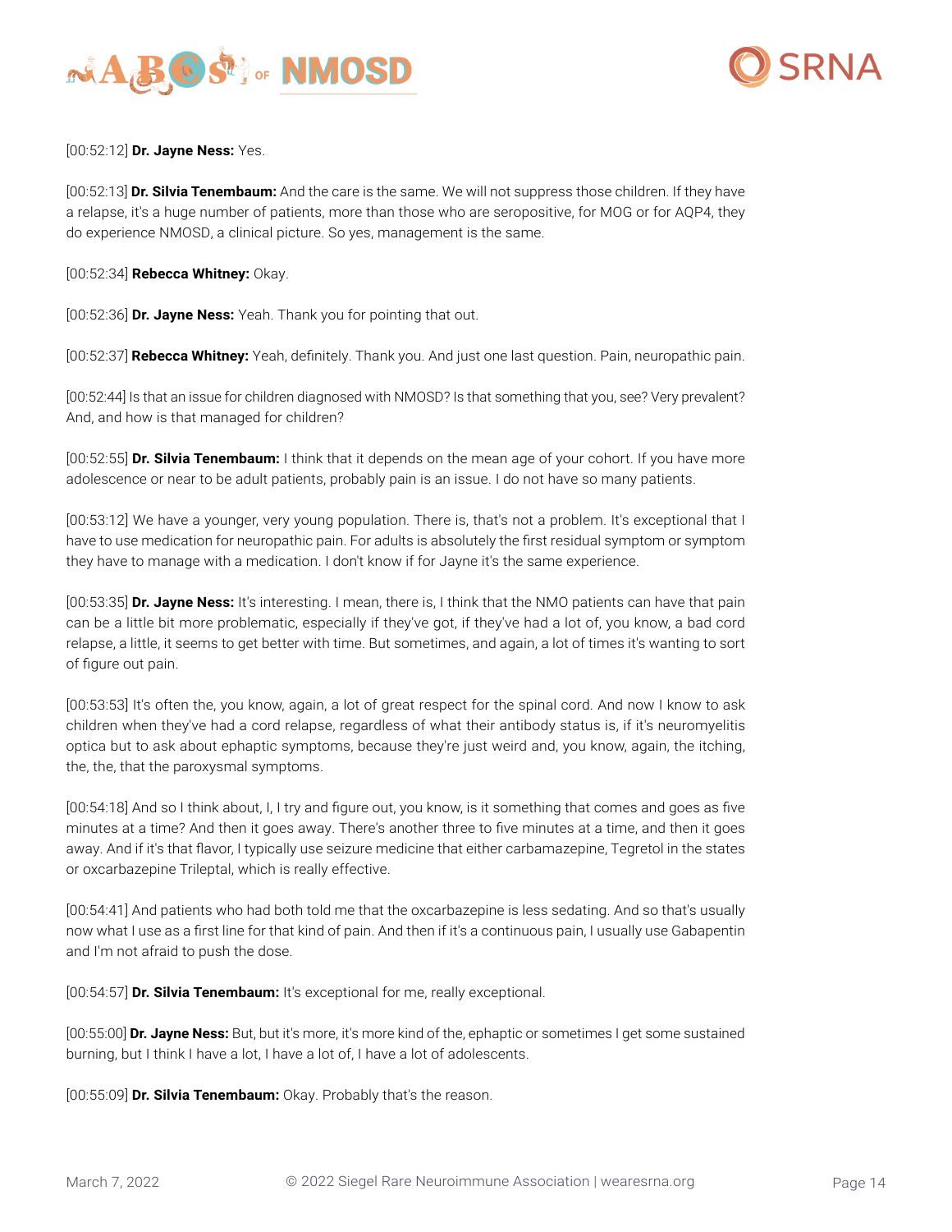[00:52:12] **Dr. Jayne Ness:** Yes.

[00:52:13] **Dr. Silvia Tenembaum:** And the care is the same. We will not suppress those children. If they have a relapse, it's a huge number of patients, more than those who are seropositive, for MOG or for AQP4, they do experience NMOSD, a clinical picture. So yes, management is the same.

[00:52:34] **Rebecca Whitney:** Okay.

[00:52:36] **Dr. Jayne Ness:** Yeah. Thank you for pointing that out.

[00:52:37] **Rebecca Whitney:** Yeah, definitely. Thank you. And just one last question. Pain, neuropathic pain.

[00:52:44] Is that an issue for children diagnosed with NMOSD? Is that something that you, see? Very prevalent? And, and how is that managed for children?

[00:52:55] **Dr. Silvia Tenembaum:** I think that it depends on the mean age of your cohort. If you have more adolescence or near to be adult patients, probably pain is an issue. I do not have so many patients.

[00:53:12] We have a younger, very young population. There is, that's not a problem. It's exceptional that I have to use medication for neuropathic pain. For adults is absolutely the first residual symptom or symptom they have to manage with a medication. I don't know if for Jayne it's the same experience.

[00:53:35] **Dr. Jayne Ness:** It's interesting. I mean, there is, I think that the NMO patients can have that pain can be a little bit more problematic, especially if they've got, if they've had a lot of, you know, a bad cord relapse, a little, it seems to get better with time. But sometimes, and again, a lot of times it's wanting to sort of figure out pain.

[00:53:53] It's often the, you know, again, a lot of great respect for the spinal cord. And now I know to ask children when they've had a cord relapse, regardless of what their antibody status is, if it's neuromyelitis optica but to ask about ephaptic symptoms, because they're just weird and, you know, again, the itching, the, the, that the paroxysmal symptoms.

[00:54:18] And so I think about, I, I try and figure out, you know, is it something that comes and goes as five minutes at a time? And then it goes away. There's another three to five minutes at a time, and then it goes away. And if it's that flavor, I typically use seizure medicine that either carbamazepine, Tegretol in the states or oxcarbazepine Trileptal, which is really effective.

[00:54:41] And patients who had both told me that the oxcarbazepine is less sedating. And so that's usually now what I use as a first line for that kind of pain. And then if it's a continuous pain, I usually use Gabapentin and I'm not afraid to push the dose.

[00:54:57] **Dr. Silvia Tenembaum:** It's exceptional for me, really exceptional.

[00:55:00] **Dr. Jayne Ness:** But, but it's more, it's more kind of the, ephaptic or sometimes I get some sustained burning, but I think I have a lot, I have a lot of, I have a lot of adolescents.

[00:55:09] **Dr. Silvia Tenembaum:** Okay. Probably that's the reason.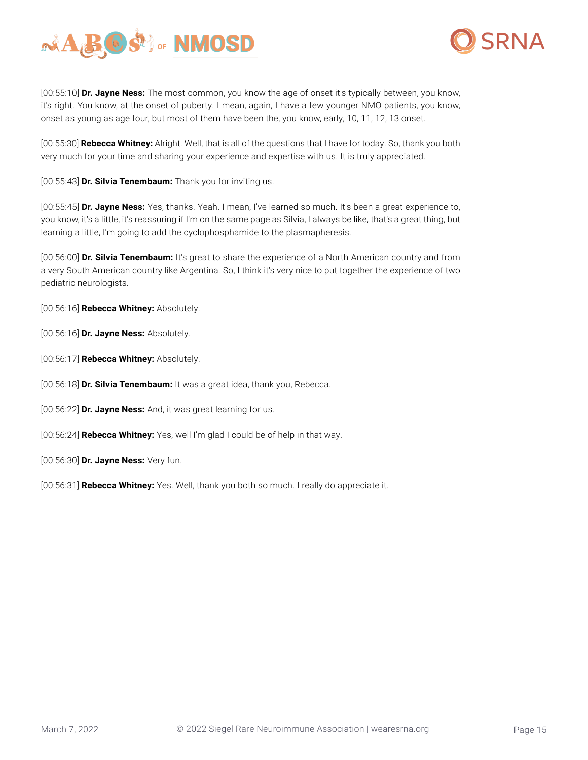[00:55:10] **Dr. Jayne Ness:** The most common, you know the age of onset it's typically between, you know, it's right. You know, at the onset of puberty. I mean, again, I have a few younger NMO patients, you know, onset as young as age four, but most of them have been the, you know, early, 10, 11, 12, 13 onset.

[00:55:30] **Rebecca Whitney:** Alright. Well, that is all of the questions that I have for today. So, thank you both very much for your time and sharing your experience and expertise with us. It is truly appreciated.

[00:55:43] **Dr. Silvia Tenembaum:** Thank you for inviting us.

[00:55:45] **Dr. Jayne Ness:** Yes, thanks. Yeah. I mean, I've learned so much. It's been a great experience to, you know, it's a little, it's reassuring if I'm on the same page as Silvia, I always be like, that's a great thing, but learning a little, I'm going to add the cyclophosphamide to the plasmapheresis.

[00:56:00] **Dr. Silvia Tenembaum:** It's great to share the experience of a North American country and from a very South American country like Argentina. So, I think it's very nice to put together the experience of two pediatric neurologists.

[00:56:16] **Rebecca Whitney:** Absolutely.

[00:56:16] **Dr. Jayne Ness:** Absolutely.

[00:56:17] **Rebecca Whitney:** Absolutely.

[00:56:18] **Dr. Silvia Tenembaum:** It was a great idea, thank you, Rebecca.

[00:56:22] **Dr. Jayne Ness:** And, it was great learning for us.

[00:56:24] **Rebecca Whitney:** Yes, well I'm glad I could be of help in that way.

[00:56:30] **Dr. Jayne Ness:** Very fun.

[00:56:31] **Rebecca Whitney:** Yes. Well, thank you both so much. I really do appreciate it.